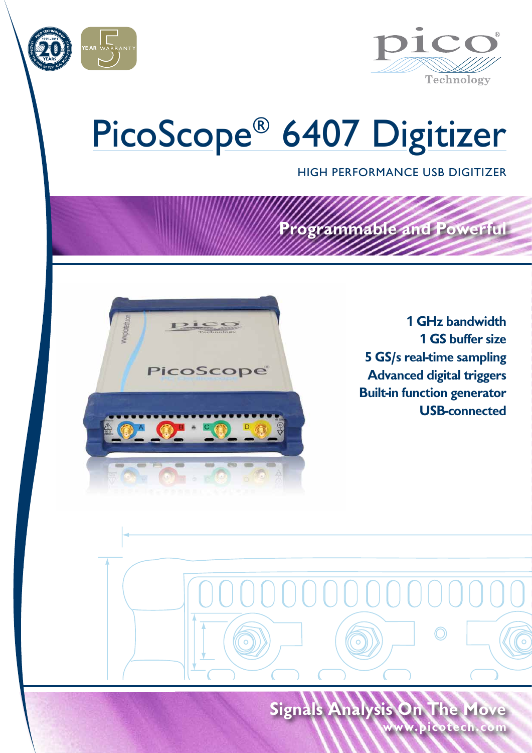# PicoScope® 6407 Digitizer

HIGH PERFORMANCE USB DIGITIZER

## Programmable and Powerful

**1 GHz bandwidth**
**1 GS buffer size**
**5 GS/s real-time sampling**
**Advanced digital triggers**
**Built-in function generator**
**USB-connected**

## Signals Analysis On The Move

www.picotech.com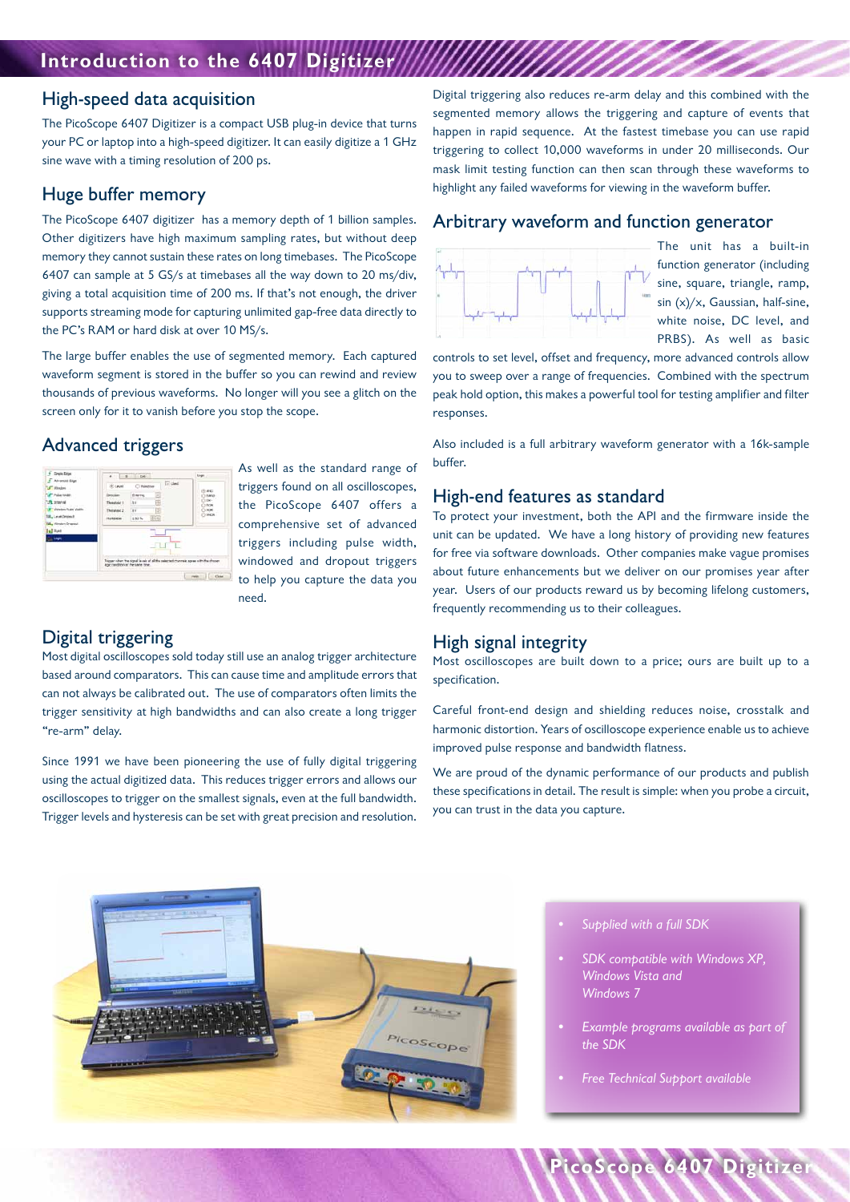# Introduction to the 6407 Digitizer

## High-speed data acquisition

The PicoScope 6407 Digitizer is a compact USB plug-in device that turns your PC or laptop into a high-speed digitizer. It can easily digitize a 1 GHz sine wave with a timing resolution of 200 ps.

## Huge buffer memory

The PicoScope 6407 digitizer has a memory depth of 1 billion samples. Other digitizers have high maximum sampling rates, but without deep memory they cannot sustain these rates on long timebases. The PicoScope 6407 can sample at 5 GS/s at timebases all the way down to 20 ms/div, giving a total acquisition time of 200 ms. If that's not enough, the driver supports streaming mode for capturing unlimited gap-free data directly to the PC's RAM or hard disk at over 10 MS/s.

The large buffer enables the use of segmented memory. Each captured waveform segment is stored in the buffer so you can rewind and review thousands of previous waveforms. No longer will you see a glitch on the screen only for it to vanish before you stop the scope.

## Advanced triggers

As well as the standard range of triggers found on all oscilloscopes, the PicoScope 6407 offers a comprehensive set of advanced triggers including pulse width, windowed and dropout triggers to help you capture the data you need.

## Digital triggering

Most digital oscilloscopes sold today still use an analog trigger architecture based around comparators. This can cause time and amplitude errors that can not always be calibrated out. The use of comparators often limits the trigger sensitivity at high bandwidths and can also create a long trigger "re-arm" delay.

Since 1991 we have been pioneering the use of fully digital triggering using the actual digitized data. This reduces trigger errors and allows our oscilloscopes to trigger on the smallest signals, even at the full bandwidth. Trigger levels and hysteresis can be set with great precision and resolution.

Digital triggering also reduces re-arm delay and this combined with the segmented memory allows the triggering and capture of events that happen in rapid sequence. At the fastest timebase you can use rapid triggering to collect 10,000 waveforms in under 20 milliseconds. Our mask limit testing function can then scan through these waveforms to highlight any failed waveforms for viewing in the waveform buffer.

## Arbitrary waveform and function generator

The unit has a built-in function generator (including sine, square, triangle, ramp, sin (x)/x, Gaussian, half-sine, white noise, DC level, and PRBS). As well as basic controls to set level, offset and frequency, more advanced controls allow you to sweep over a range of frequencies. Combined with the spectrum peak hold option, this makes a powerful tool for testing amplifier and filter responses.

Also included is a full arbitrary waveform generator with a 16k-sample buffer.

## High-end features as standard

To protect your investment, both the API and the firmware inside the unit can be updated. We have a long history of providing new features for free via software downloads. Other companies make vague promises about future enhancements but we deliver on our promises year after year. Users of our products reward us by becoming lifelong customers, frequently recommending us to their colleagues.

## High signal integrity

Most oscilloscopes are built down to a price; ours are built up to a specification.

Careful front-end design and shielding reduces noise, crosstalk and harmonic distortion. Years of oscilloscope experience enable us to achieve improved pulse response and bandwidth flatness.

We are proud of the dynamic performance of our products and publish these specifications in detail. The result is simple: when you probe a circuit, you can trust in the data you capture.

- *Supplied with a full SDK*
- *SDK compatible with Windows XP, Windows Vista and Windows 7*
- *Example programs available as part of the SDK*
- *Free Technical Support available*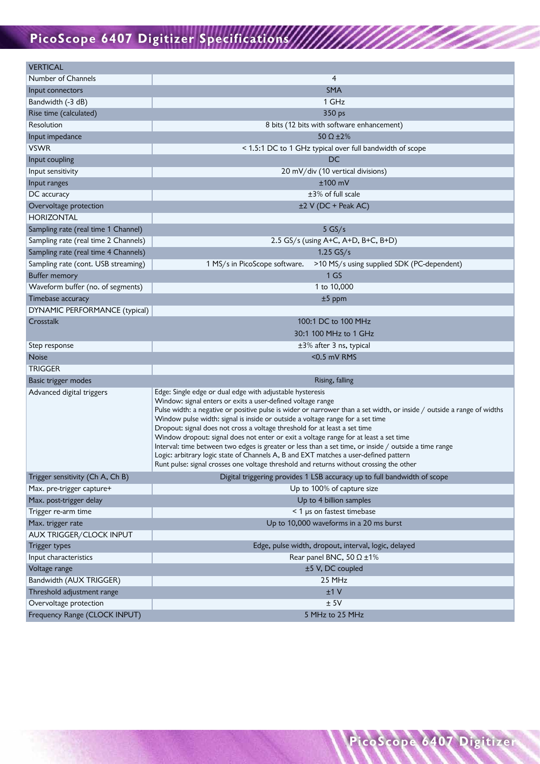# PicoScope 6407 Digitizer Specifications

| VERTICAL | |
|---|---|
| Number of Channels | 4 |
| Input connectors | SMA |
| Bandwidth (-3 dB) | 1 GHz |
| Rise time (calculated) | 350 ps |
| Resolution | 8 bits (12 bits with software enhancement) |
| Input impedance | 50 Ω ±2% |
| VSWR | < 1.5:1 DC to 1 GHz typical over full bandwidth of scope |
| Input coupling | DC |
| Input sensitivity | 20 mV/div (10 vertical divisions) |
| Input ranges | ±100 mV |
| DC accuracy | ±3% of full scale |
| Overvoltage protection | ±2 V (DC + Peak AC) |
| **HORIZONTAL** | |
| Sampling rate (real time 1 Channel) | 5 GS/s |
| Sampling rate (real time 2 Channels) | 2.5 GS/s (using A+C, A+D, B+C, B+D) |
| Sampling rate (real time 4 Channels) | 1.25 GS/s |
| Sampling rate (cont. USB streaming) | 1 MS/s in PicoScope software. >10 MS/s using supplied SDK (PC-dependent) |
| Buffer memory | 1 GS |
| Waveform buffer (no. of segments) | 1 to 10,000 |
| Timebase accuracy | ±5 ppm |
| **DYNAMIC PERFORMANCE (typical)** | |
| Crosstalk | 100:1 DC to 100 MHz<br>30:1 100 MHz to 1 GHz |
| Step response | ±3% after 3 ns, typical |
| Noise | <0.5 mV RMS |
| **TRIGGER** | |
| Basic trigger modes | Rising, falling |
| Advanced digital triggers | Edge: Single edge or dual edge with adjustable hysteresis<br>Window: signal enters or exits a user-defined voltage range<br>Pulse width: a negative or positive pulse is wider or narrower than a set width, or inside / outside a range of widths<br>Window pulse width: signal is inside or outside a voltage range for a set time<br>Dropout: signal does not cross a voltage threshold for at least a set time<br>Window dropout: signal does not enter or exit a voltage range for at least a set time<br>Interval: time between two edges is greater or less than a set time, or inside / outside a time range<br>Logic: arbitrary logic state of Channels A, B and EXT matches a user-defined pattern<br>Runt pulse: signal crosses one voltage threshold and returns without crossing the other |
| Trigger sensitivity (Ch A, Ch B) | Digital triggering provides 1 LSB accuracy up to full bandwidth of scope |
| Max. pre-trigger capture+ | Up to 100% of capture size |
| Max. post-trigger delay | Up to 4 billion samples |
| Trigger re-arm time | < 1 μs on fastest timebase |
| Max. trigger rate | Up to 10,000 waveforms in a 20 ms burst |
| **AUX TRIGGER/CLOCK INPUT** | |
| Trigger types | Edge, pulse width, dropout, interval, logic, delayed |
| Input characteristics | Rear panel BNC, 50 Ω ±1% |
| Voltage range | ±5 V, DC coupled |
| Bandwidth (AUX TRIGGER) | 25 MHz |
| Threshold adjustment range | ±1 V |
| Overvoltage protection | ± 5V |
| Frequency Range (CLOCK INPUT) | 5 MHz to 25 MHz |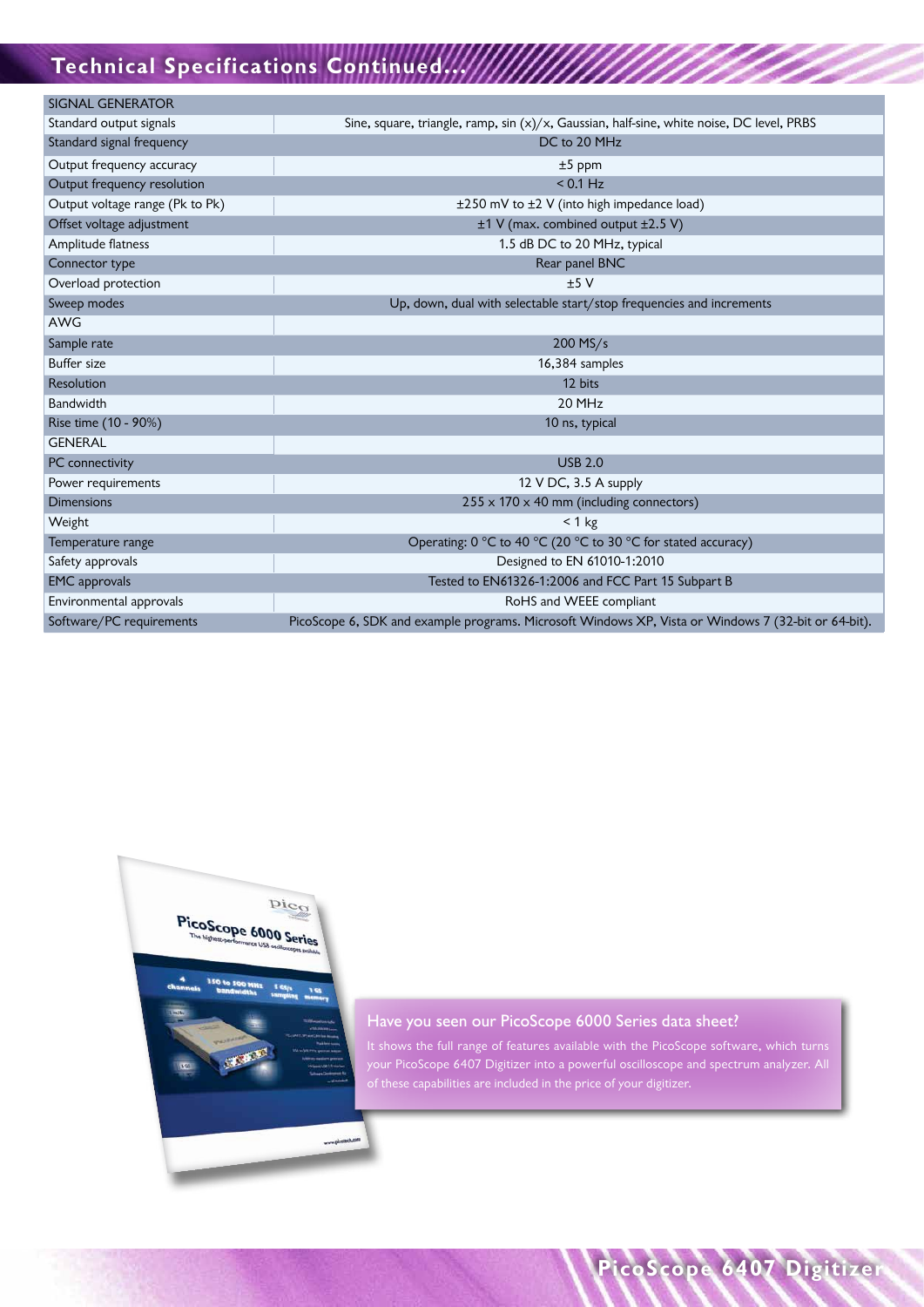## Technical Specifications Continued...

| SIGNAL GENERATOR | |
|---|---|
| Standard output signals | Sine, square, triangle, ramp, sin (x)/x, Gaussian, half-sine, white noise, DC level, PRBS |
| Standard signal frequency | DC to 20 MHz |
| Output frequency accuracy | ±5 ppm |
| Output frequency resolution | < 0.1 Hz |
| Output voltage range (Pk to Pk) | ±250 mV to ±2 V (into high impedance load) |
| Offset voltage adjustment | ±1 V (max. combined output ±2.5 V) |
| Amplitude flatness | 1.5 dB DC to 20 MHz, typical |
| Connector type | Rear panel BNC |
| Overload protection | ±5 V |
| Sweep modes | Up, down, dual with selectable start/stop frequencies and increments |
| AWG | |
| Sample rate | 200 MS/s |
| Buffer size | 16,384 samples |
| Resolution | 12 bits |
| Bandwidth | 20 MHz |
| Rise time (10 - 90%) | 10 ns, typical |
| GENERAL | |
| PC connectivity | USB 2.0 |
| Power requirements | 12 V DC, 3.5 A supply |
| Dimensions | 255 x 170 x 40 mm (including connectors) |
| Weight | < 1 kg |
| Temperature range | Operating: 0 °C to 40 °C (20 °C to 30 °C for stated accuracy) |
| Safety approvals | Designed to EN 61010-1:2010 |
| EMC approvals | Tested to EN61326-1:2006 and FCC Part 15 Subpart B |
| Environmental approvals | RoHS and WEEE compliant |
| Software/PC requirements | PicoScope 6, SDK and example programs. Microsoft Windows XP, Vista or Windows 7 (32-bit or 64-bit). |

### Have you seen our PicoScope 6000 Series data sheet?

It shows the full range of features available with the PicoScope software, which turns your PicoScope 6407 Digitizer into a powerful oscilloscope and spectrum analyzer. All of these capabilities are included in the price of your digitizer.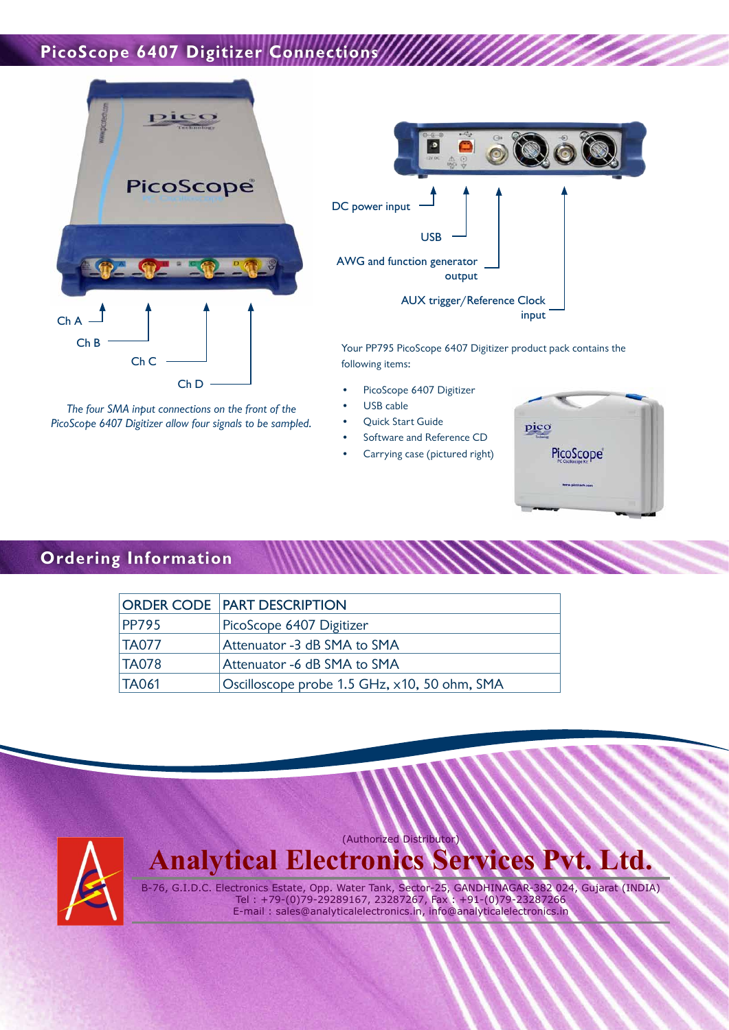## PicoScope 6407 Digitizer Connections

Ch A
Ch B
Ch C
Ch D

*The four SMA input connections on the front of the PicoScope 6407 Digitizer allow four signals to be sampled.*

DC power input
USB
AWG and function generator output
AUX trigger/Reference Clock input

Your PP795 PicoScope 6407 Digitizer product pack contains the following items:

- PicoScope 6407 Digitizer
- USB cable
- Quick Start Guide
- Software and Reference CD
- Carrying case (pictured right)

## Ordering Information

| ORDER CODE | PART DESCRIPTION |
|---|---|
| PP795 | PicoScope 6407 Digitizer |
| TA077 | Attenuator -3 dB SMA to SMA |
| TA078 | Attenuator -6 dB SMA to SMA |
| TA061 | Oscilloscope probe 1.5 GHz, x10, 50 ohm, SMA |

(Authorized Distributor)

**Analytical Electronics Services Pvt. Ltd.**

B-76, G.I.D.C. Electronics Estate, Opp. Water Tank, Sector-25, GANDHINAGAR-382 024, Gujarat (INDIA)
Tel : +79-(0)79-29289167, 23287267, Fax : +91-(0)79-23287266
E-mail : sales@analyticalelectronics.in, info@analyticalelectronics.in